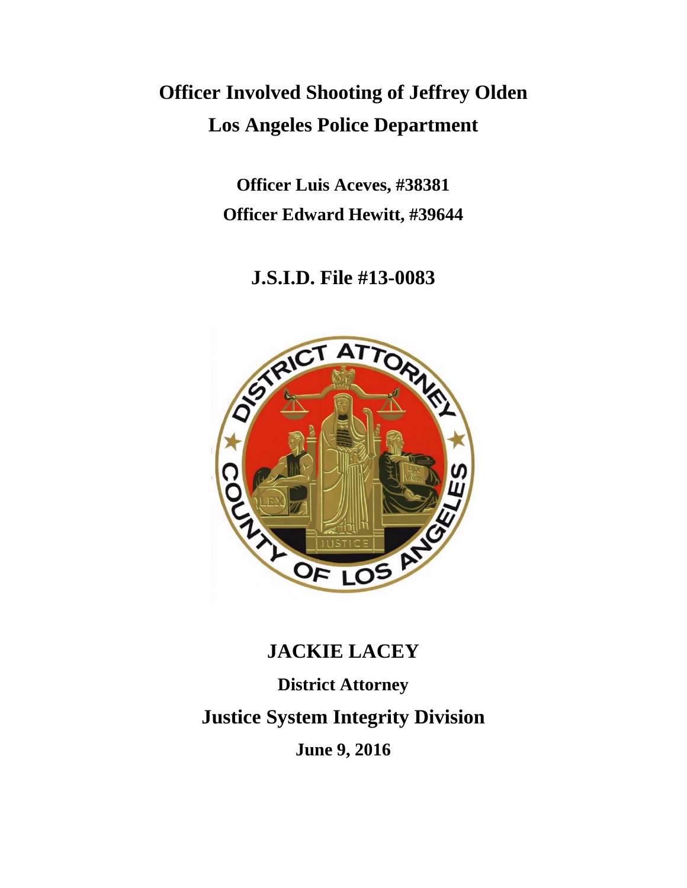# Officer Involved Shooting of Jeffrey Olden
# Los Angeles Police Department

**Officer Luis Aceves, #38381**

**Officer Edward Hewitt, #39644**

## J.S.I.D. File #13-0083

## JACKIE LACEY

**District Attorney**

## Justice System Integrity Division

**June 9, 2016**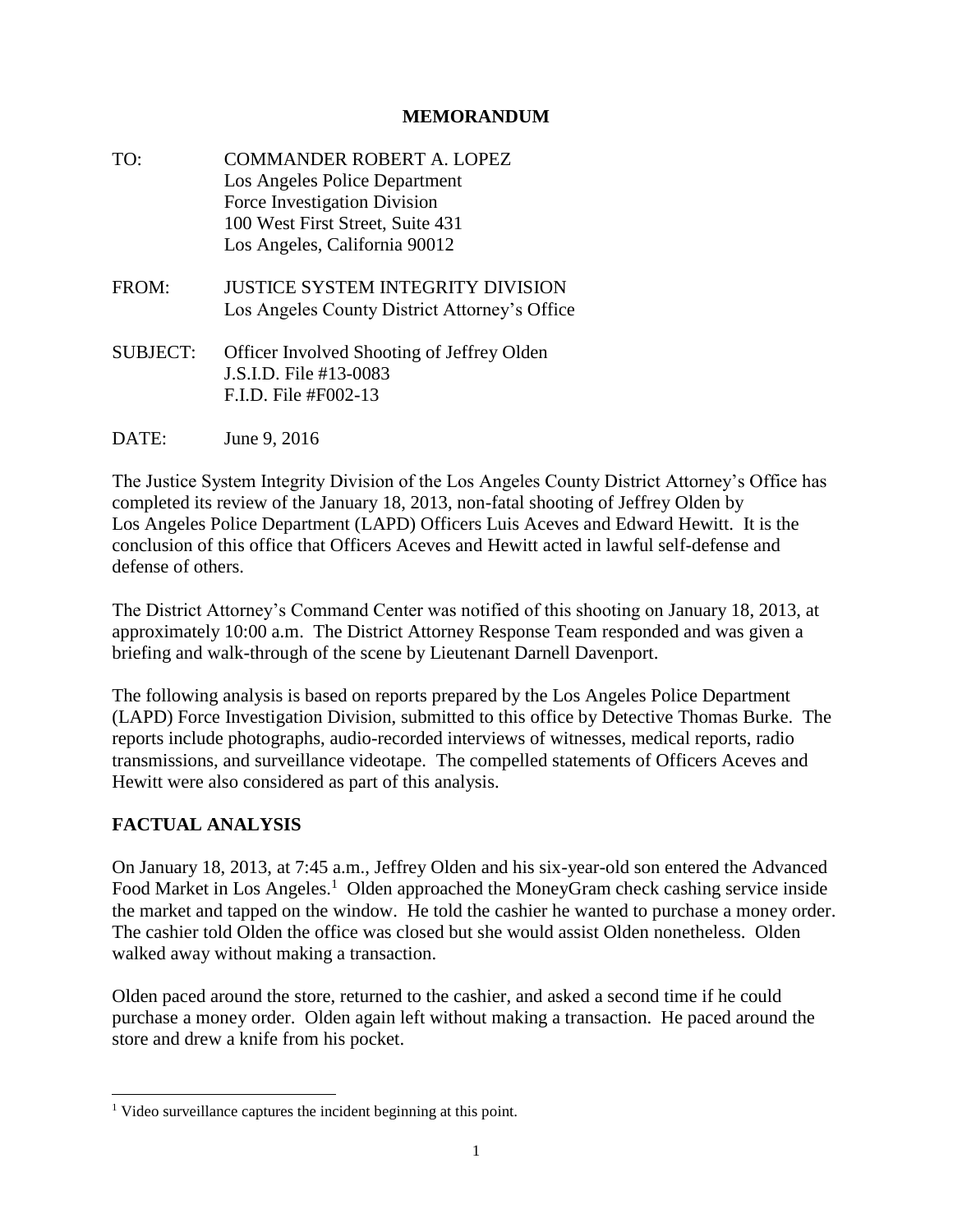# MEMORANDUM

TO: COMMANDER ROBERT A. LOPEZ
Los Angeles Police Department
Force Investigation Division
100 West First Street, Suite 431
Los Angeles, California 90012

FROM: JUSTICE SYSTEM INTEGRITY DIVISION
Los Angeles County District Attorney's Office

SUBJECT: Officer Involved Shooting of Jeffrey Olden
J.S.I.D. File #13-0083
F.I.D. File #F002-13

DATE: June 9, 2016

The Justice System Integrity Division of the Los Angeles County District Attorney's Office has completed its review of the January 18, 2013, non-fatal shooting of Jeffrey Olden by Los Angeles Police Department (LAPD) Officers Luis Aceves and Edward Hewitt. It is the conclusion of this office that Officers Aceves and Hewitt acted in lawful self-defense and defense of others.

The District Attorney's Command Center was notified of this shooting on January 18, 2013, at approximately 10:00 a.m. The District Attorney Response Team responded and was given a briefing and walk-through of the scene by Lieutenant Darnell Davenport.

The following analysis is based on reports prepared by the Los Angeles Police Department (LAPD) Force Investigation Division, submitted to this office by Detective Thomas Burke. The reports include photographs, audio-recorded interviews of witnesses, medical reports, radio transmissions, and surveillance videotape. The compelled statements of Officers Aceves and Hewitt were also considered as part of this analysis.

## FACTUAL ANALYSIS

On January 18, 2013, at 7:45 a.m., Jeffrey Olden and his six-year-old son entered the Advanced Food Market in Los Angeles.[1] Olden approached the MoneyGram check cashing service inside the market and tapped on the window. He told the cashier he wanted to purchase a money order. The cashier told Olden the office was closed but she would assist Olden nonetheless. Olden walked away without making a transaction.

Olden paced around the store, returned to the cashier, and asked a second time if he could purchase a money order. Olden again left without making a transaction. He paced around the store and drew a knife from his pocket.

[1] Video surveillance captures the incident beginning at this point.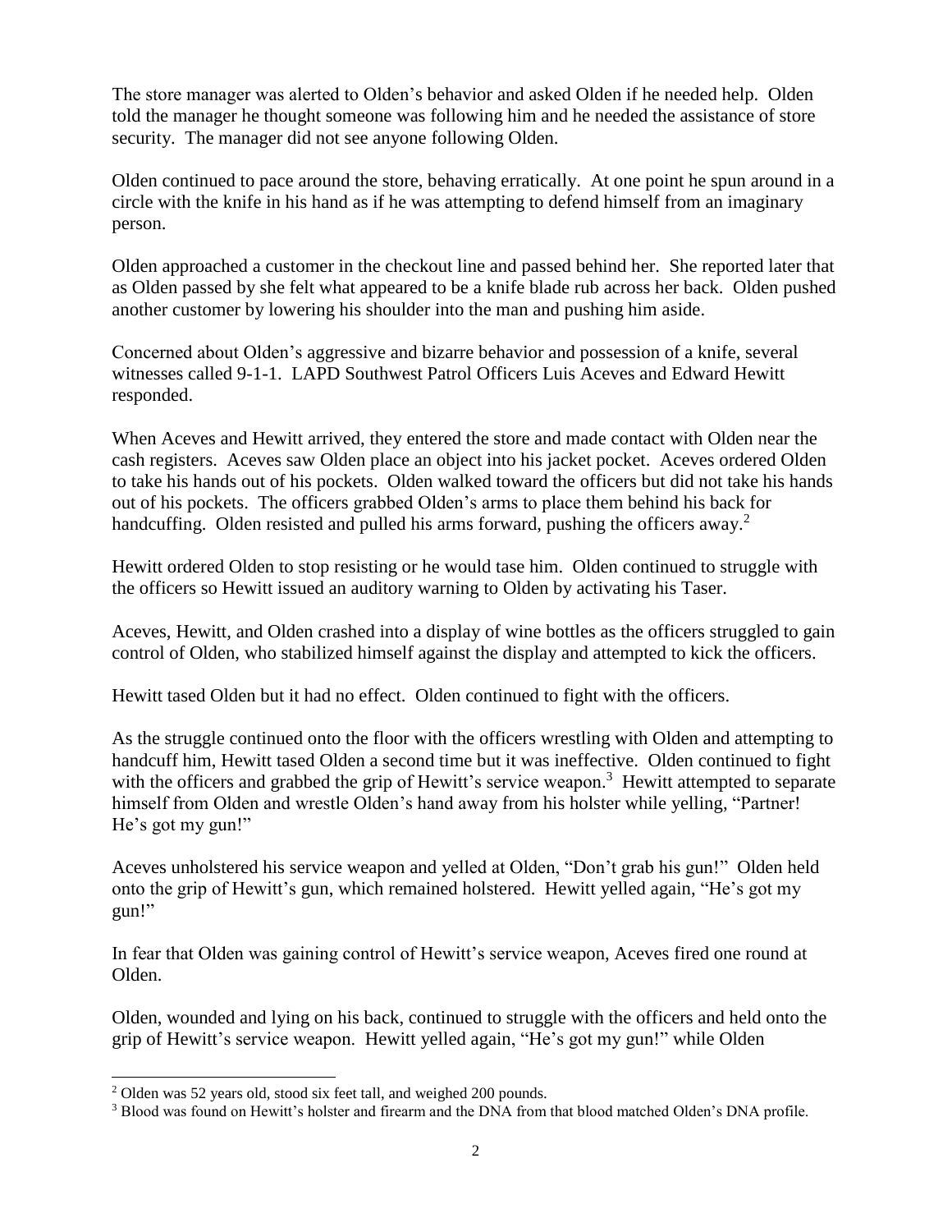The store manager was alerted to Olden's behavior and asked Olden if he needed help. Olden told the manager he thought someone was following him and he needed the assistance of store security. The manager did not see anyone following Olden.

Olden continued to pace around the store, behaving erratically. At one point he spun around in a circle with the knife in his hand as if he was attempting to defend himself from an imaginary person.

Olden approached a customer in the checkout line and passed behind her. She reported later that as Olden passed by she felt what appeared to be a knife blade rub across her back. Olden pushed another customer by lowering his shoulder into the man and pushing him aside.

Concerned about Olden's aggressive and bizarre behavior and possession of a knife, several witnesses called 9-1-1. LAPD Southwest Patrol Officers Luis Aceves and Edward Hewitt responded.

When Aceves and Hewitt arrived, they entered the store and made contact with Olden near the cash registers. Aceves saw Olden place an object into his jacket pocket. Aceves ordered Olden to take his hands out of his pockets. Olden walked toward the officers but did not take his hands out of his pockets. The officers grabbed Olden's arms to place them behind his back for handcuffing. Olden resisted and pulled his arms forward, pushing the officers away.[2]

Hewitt ordered Olden to stop resisting or he would tase him. Olden continued to struggle with the officers so Hewitt issued an auditory warning to Olden by activating his Taser.

Aceves, Hewitt, and Olden crashed into a display of wine bottles as the officers struggled to gain control of Olden, who stabilized himself against the display and attempted to kick the officers.

Hewitt tased Olden but it had no effect. Olden continued to fight with the officers.

As the struggle continued onto the floor with the officers wrestling with Olden and attempting to handcuff him, Hewitt tased Olden a second time but it was ineffective. Olden continued to fight with the officers and grabbed the grip of Hewitt's service weapon.[3] Hewitt attempted to separate himself from Olden and wrestle Olden's hand away from his holster while yelling, "Partner! He's got my gun!"

Aceves unholstered his service weapon and yelled at Olden, "Don't grab his gun!" Olden held onto the grip of Hewitt's gun, which remained holstered. Hewitt yelled again, "He's got my gun!"

In fear that Olden was gaining control of Hewitt's service weapon, Aceves fired one round at Olden.

Olden, wounded and lying on his back, continued to struggle with the officers and held onto the grip of Hewitt's service weapon. Hewitt yelled again, "He's got my gun!" while Olden

---

[2] Olden was 52 years old, stood six feet tall, and weighed 200 pounds.

[3] Blood was found on Hewitt's holster and firearm and the DNA from that blood matched Olden's DNA profile.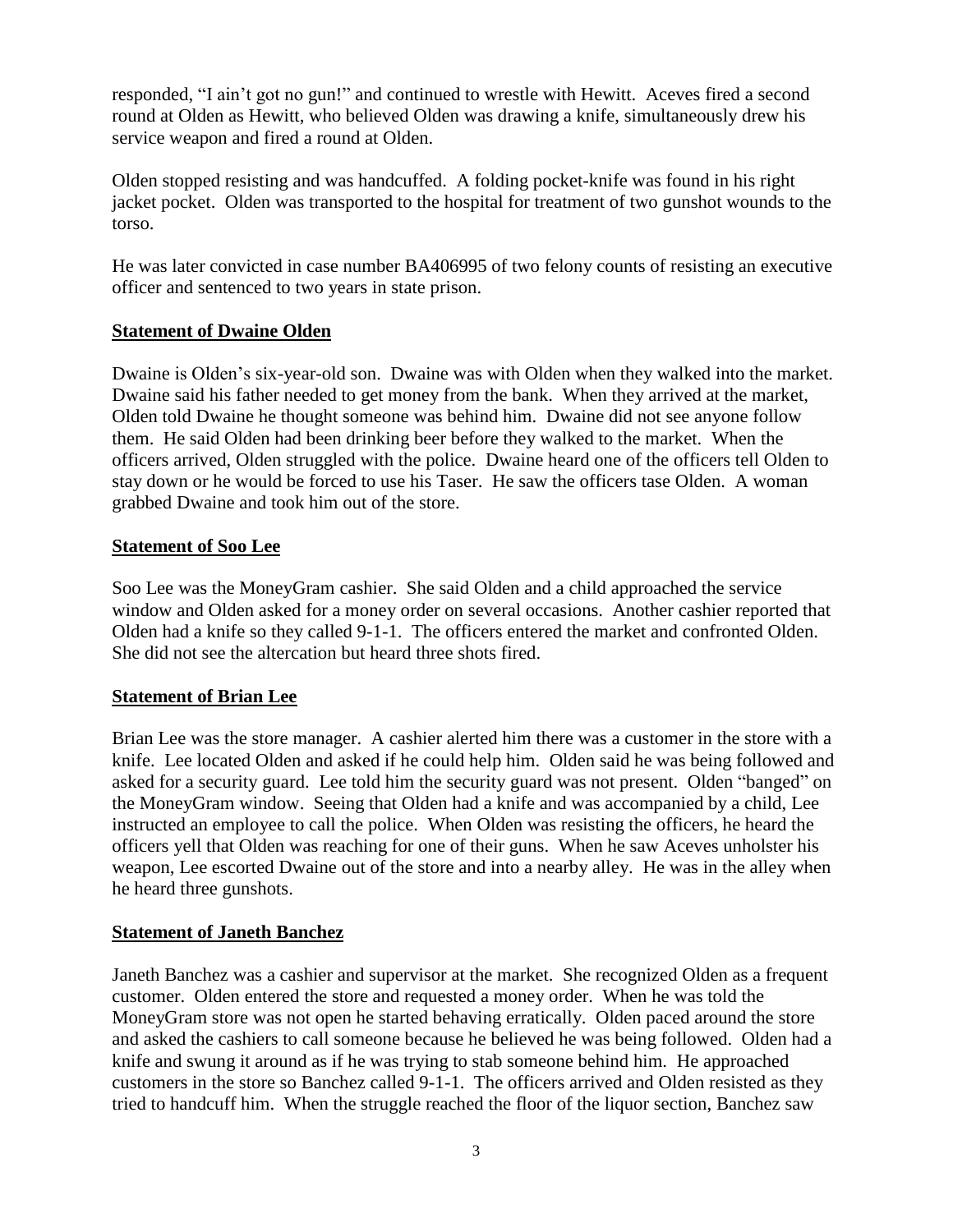responded, "I ain't got no gun!" and continued to wrestle with Hewitt. Aceves fired a second round at Olden as Hewitt, who believed Olden was drawing a knife, simultaneously drew his service weapon and fired a round at Olden.

Olden stopped resisting and was handcuffed. A folding pocket-knife was found in his right jacket pocket. Olden was transported to the hospital for treatment of two gunshot wounds to the torso.

He was later convicted in case number BA406995 of two felony counts of resisting an executive officer and sentenced to two years in state prison.

**Statement of Dwaine Olden**

Dwaine is Olden's six-year-old son. Dwaine was with Olden when they walked into the market. Dwaine said his father needed to get money from the bank. When they arrived at the market, Olden told Dwaine he thought someone was behind him. Dwaine did not see anyone follow them. He said Olden had been drinking beer before they walked to the market. When the officers arrived, Olden struggled with the police. Dwaine heard one of the officers tell Olden to stay down or he would be forced to use his Taser. He saw the officers tase Olden. A woman grabbed Dwaine and took him out of the store.

**Statement of Soo Lee**

Soo Lee was the MoneyGram cashier. She said Olden and a child approached the service window and Olden asked for a money order on several occasions. Another cashier reported that Olden had a knife so they called 9-1-1. The officers entered the market and confronted Olden. She did not see the altercation but heard three shots fired.

**Statement of Brian Lee**

Brian Lee was the store manager. A cashier alerted him there was a customer in the store with a knife. Lee located Olden and asked if he could help him. Olden said he was being followed and asked for a security guard. Lee told him the security guard was not present. Olden "banged" on the MoneyGram window. Seeing that Olden had a knife and was accompanied by a child, Lee instructed an employee to call the police. When Olden was resisting the officers, he heard the officers yell that Olden was reaching for one of their guns. When he saw Aceves unholster his weapon, Lee escorted Dwaine out of the store and into a nearby alley. He was in the alley when he heard three gunshots.

**Statement of Janeth Banchez**

Janeth Banchez was a cashier and supervisor at the market. She recognized Olden as a frequent customer. Olden entered the store and requested a money order. When he was told the MoneyGram store was not open he started behaving erratically. Olden paced around the store and asked the cashiers to call someone because he believed he was being followed. Olden had a knife and swung it around as if he was trying to stab someone behind him. He approached customers in the store so Banchez called 9-1-1. The officers arrived and Olden resisted as they tried to handcuff him. When the struggle reached the floor of the liquor section, Banchez saw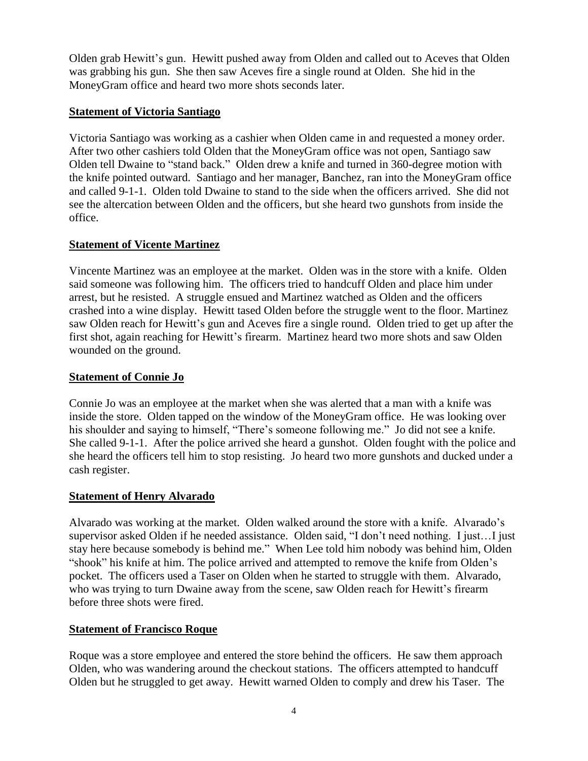Olden grab Hewitt's gun. Hewitt pushed away from Olden and called out to Aceves that Olden was grabbing his gun. She then saw Aceves fire a single round at Olden. She hid in the MoneyGram office and heard two more shots seconds later.

**Statement of Victoria Santiago**

Victoria Santiago was working as a cashier when Olden came in and requested a money order. After two other cashiers told Olden that the MoneyGram office was not open, Santiago saw Olden tell Dwaine to "stand back." Olden drew a knife and turned in 360-degree motion with the knife pointed outward. Santiago and her manager, Banchez, ran into the MoneyGram office and called 9-1-1. Olden told Dwaine to stand to the side when the officers arrived. She did not see the altercation between Olden and the officers, but she heard two gunshots from inside the office.

**Statement of Vicente Martinez**

Vincente Martinez was an employee at the market. Olden was in the store with a knife. Olden said someone was following him. The officers tried to handcuff Olden and place him under arrest, but he resisted. A struggle ensued and Martinez watched as Olden and the officers crashed into a wine display. Hewitt tased Olden before the struggle went to the floor. Martinez saw Olden reach for Hewitt's gun and Aceves fire a single round. Olden tried to get up after the first shot, again reaching for Hewitt's firearm. Martinez heard two more shots and saw Olden wounded on the ground.

**Statement of Connie Jo**

Connie Jo was an employee at the market when she was alerted that a man with a knife was inside the store. Olden tapped on the window of the MoneyGram office. He was looking over his shoulder and saying to himself, "There's someone following me." Jo did not see a knife. She called 9-1-1. After the police arrived she heard a gunshot. Olden fought with the police and she heard the officers tell him to stop resisting. Jo heard two more gunshots and ducked under a cash register.

**Statement of Henry Alvarado**

Alvarado was working at the market. Olden walked around the store with a knife. Alvarado's supervisor asked Olden if he needed assistance. Olden said, "I don't need nothing. I just…I just stay here because somebody is behind me." When Lee told him nobody was behind him, Olden "shook" his knife at him. The police arrived and attempted to remove the knife from Olden's pocket. The officers used a Taser on Olden when he started to struggle with them. Alvarado, who was trying to turn Dwaine away from the scene, saw Olden reach for Hewitt's firearm before three shots were fired.

**Statement of Francisco Roque**

Roque was a store employee and entered the store behind the officers. He saw them approach Olden, who was wandering around the checkout stations. The officers attempted to handcuff Olden but he struggled to get away. Hewitt warned Olden to comply and drew his Taser. The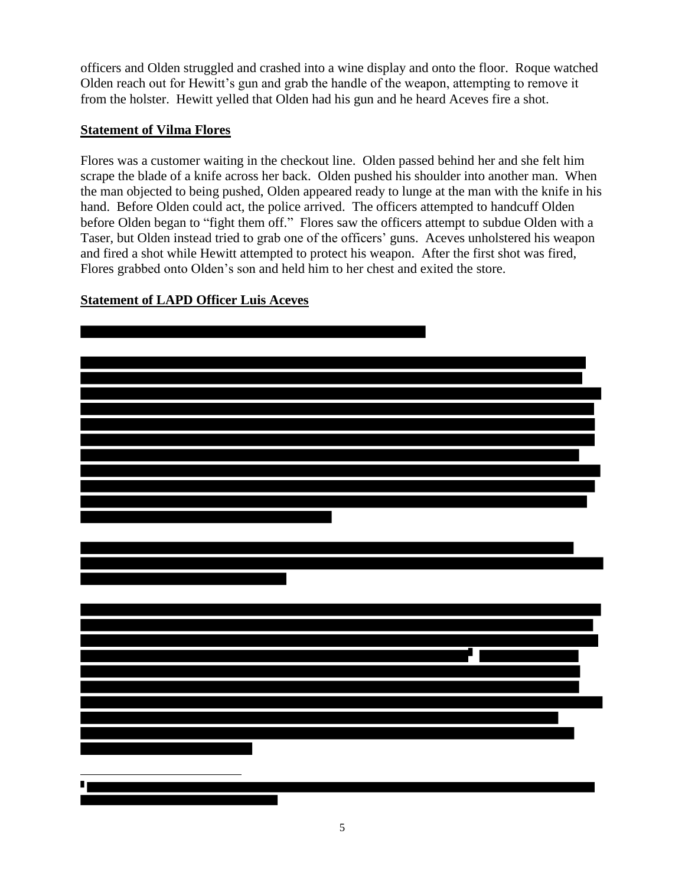officers and Olden struggled and crashed into a wine display and onto the floor. Roque watched Olden reach out for Hewitt's gun and grab the handle of the weapon, attempting to remove it from the holster. Hewitt yelled that Olden had his gun and he heard Aceves fire a shot.

**Statement of Vilma Flores**

Flores was a customer waiting in the checkout line. Olden passed behind her and she felt him scrape the blade of a knife across her back. Olden pushed his shoulder into another man. When the man objected to being pushed, Olden appeared ready to lunge at the man with the knife in his hand. Before Olden could act, the police arrived. The officers attempted to handcuff Olden before Olden began to "fight them off." Flores saw the officers attempt to subdue Olden with a Taser, but Olden instead tried to grab one of the officers' guns. Aceves unholstered his weapon and fired a shot while Hewitt attempted to protect his weapon. After the first shot was fired, Flores grabbed onto Olden's son and held him to her chest and exited the store.

**Statement of LAPD Officer Luis Aceves**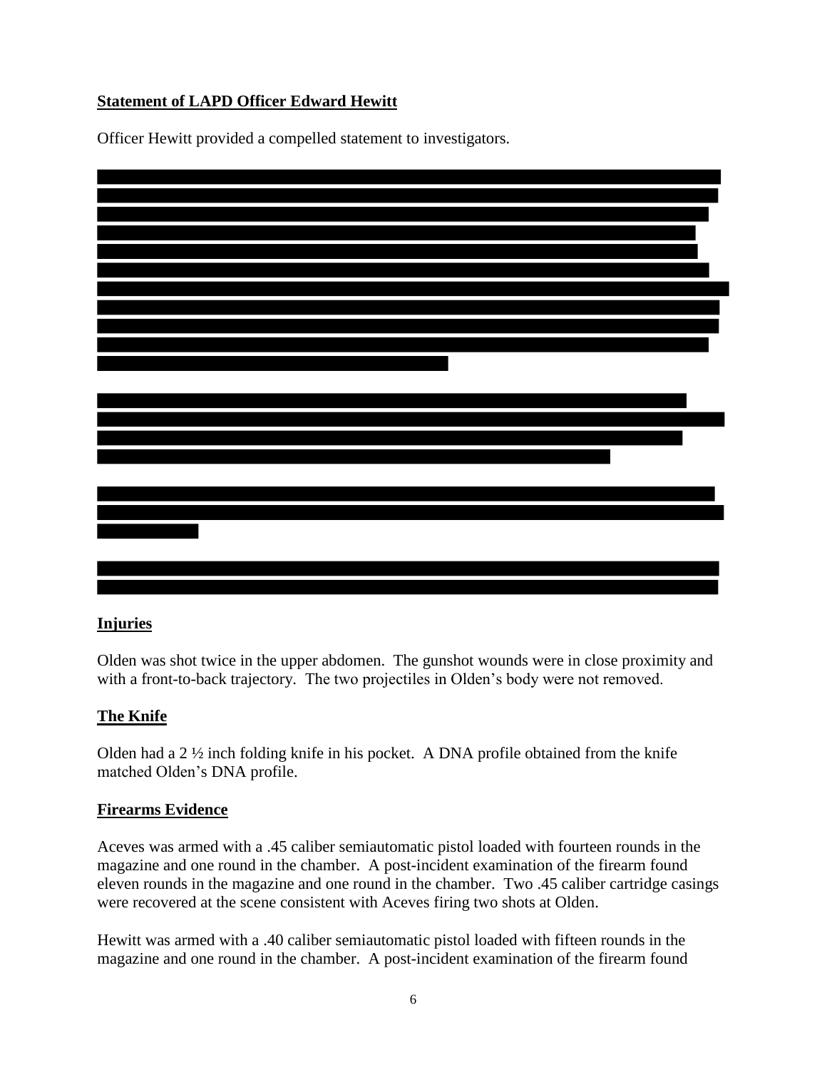## Statement of LAPD Officer Edward Hewitt

Officer Hewitt provided a compelled statement to investigators.

## Injuries

Olden was shot twice in the upper abdomen. The gunshot wounds were in close proximity and with a front-to-back trajectory. The two projectiles in Olden's body were not removed.

## The Knife

Olden had a 2 ½ inch folding knife in his pocket. A DNA profile obtained from the knife matched Olden's DNA profile.

## Firearms Evidence

Aceves was armed with a .45 caliber semiautomatic pistol loaded with fourteen rounds in the magazine and one round in the chamber. A post-incident examination of the firearm found eleven rounds in the magazine and one round in the chamber. Two .45 caliber cartridge casings were recovered at the scene consistent with Aceves firing two shots at Olden.

Hewitt was armed with a .40 caliber semiautomatic pistol loaded with fifteen rounds in the magazine and one round in the chamber. A post-incident examination of the firearm found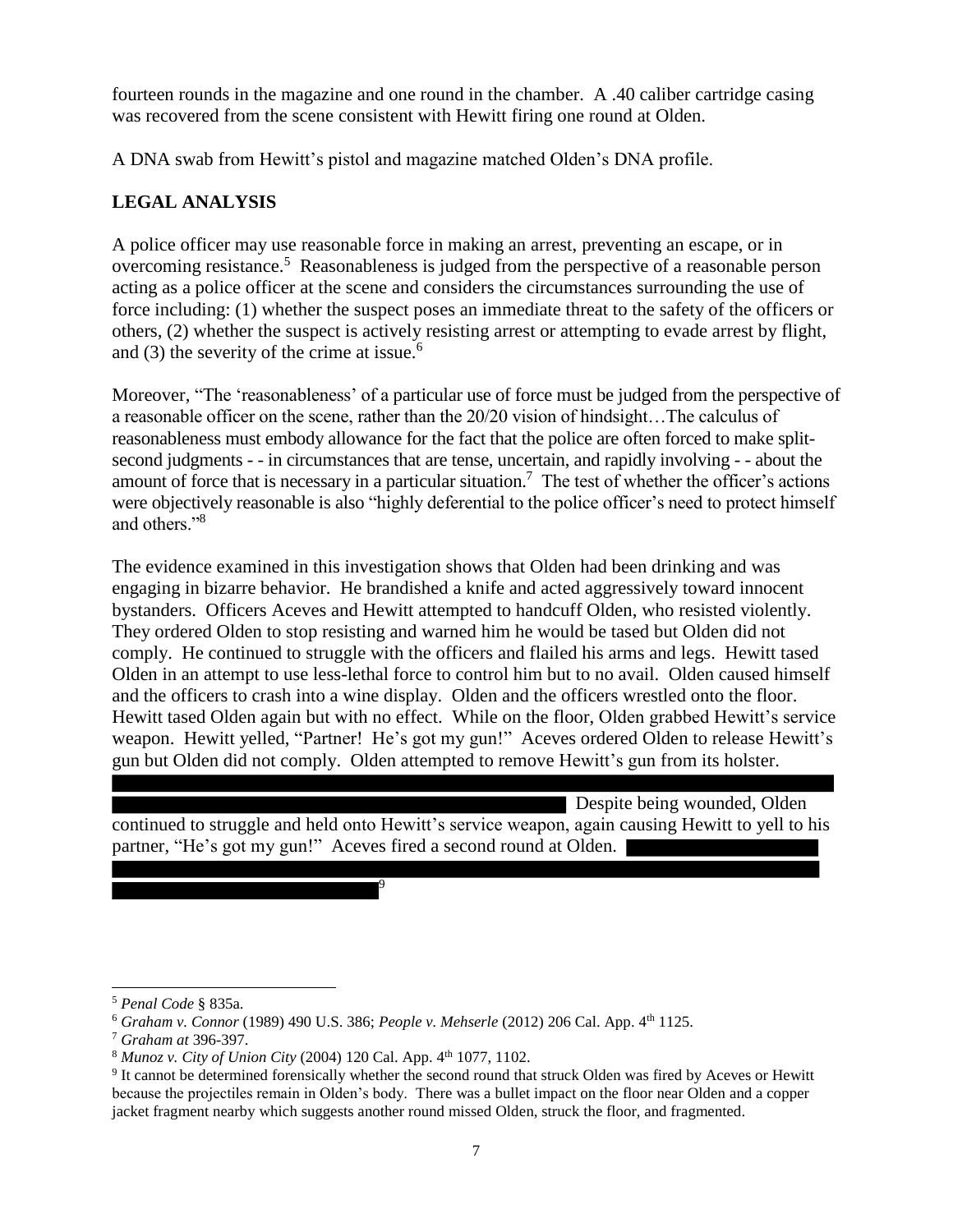fourteen rounds in the magazine and one round in the chamber. A .40 caliber cartridge casing was recovered from the scene consistent with Hewitt firing one round at Olden.

A DNA swab from Hewitt's pistol and magazine matched Olden's DNA profile.

## LEGAL ANALYSIS

A police officer may use reasonable force in making an arrest, preventing an escape, or in overcoming resistance.[5] Reasonableness is judged from the perspective of a reasonable person acting as a police officer at the scene and considers the circumstances surrounding the use of force including: (1) whether the suspect poses an immediate threat to the safety of the officers or others, (2) whether the suspect is actively resisting arrest or attempting to evade arrest by flight, and (3) the severity of the crime at issue.[6]

Moreover, "The 'reasonableness' of a particular use of force must be judged from the perspective of a reasonable officer on the scene, rather than the 20/20 vision of hindsight…The calculus of reasonableness must embody allowance for the fact that the police are often forced to make split-second judgments - - in circumstances that are tense, uncertain, and rapidly involving - - about the amount of force that is necessary in a particular situation.[7] The test of whether the officer's actions were objectively reasonable is also "highly deferential to the police officer's need to protect himself and others."[8]

The evidence examined in this investigation shows that Olden had been drinking and was engaging in bizarre behavior. He brandished a knife and acted aggressively toward innocent bystanders. Officers Aceves and Hewitt attempted to handcuff Olden, who resisted violently. They ordered Olden to stop resisting and warned him he would be tased but Olden did not comply. He continued to struggle with the officers and flailed his arms and legs. Hewitt tased Olden in an attempt to use less-lethal force to control him but to no avail. Olden caused himself and the officers to crash into a wine display. Olden and the officers wrestled onto the floor. Hewitt tased Olden again but with no effect. While on the floor, Olden grabbed Hewitt's service weapon. Hewitt yelled, "Partner! He's got my gun!" Aceves ordered Olden to release Hewitt's gun but Olden did not comply. Olden attempted to remove Hewitt's gun from its holster. [REDACTED] Despite being wounded, Olden continued to struggle and held onto Hewitt's service weapon, again causing Hewitt to yell to his partner, "He's got my gun!" Aceves fired a second round at Olden. [REDACTED][9]

---

[5] *Penal Code* § 835a.

[6] *Graham v. Connor* (1989) 490 U.S. 386; *People v. Mehserle* (2012) 206 Cal. App. 4th 1125.

[7] *Graham at* 396-397.

[8] *Munoz v. City of Union City* (2004) 120 Cal. App. 4th 1077, 1102.

[9] It cannot be determined forensically whether the second round that struck Olden was fired by Aceves or Hewitt because the projectiles remain in Olden's body. There was a bullet impact on the floor near Olden and a copper jacket fragment nearby which suggests another round missed Olden, struck the floor, and fragmented.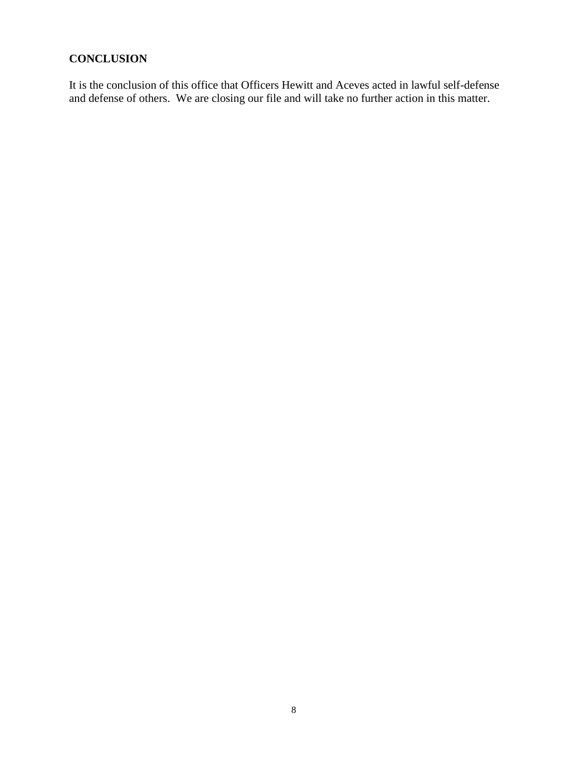## CONCLUSION

It is the conclusion of this office that Officers Hewitt and Aceves acted in lawful self-defense and defense of others. We are closing our file and will take no further action in this matter.